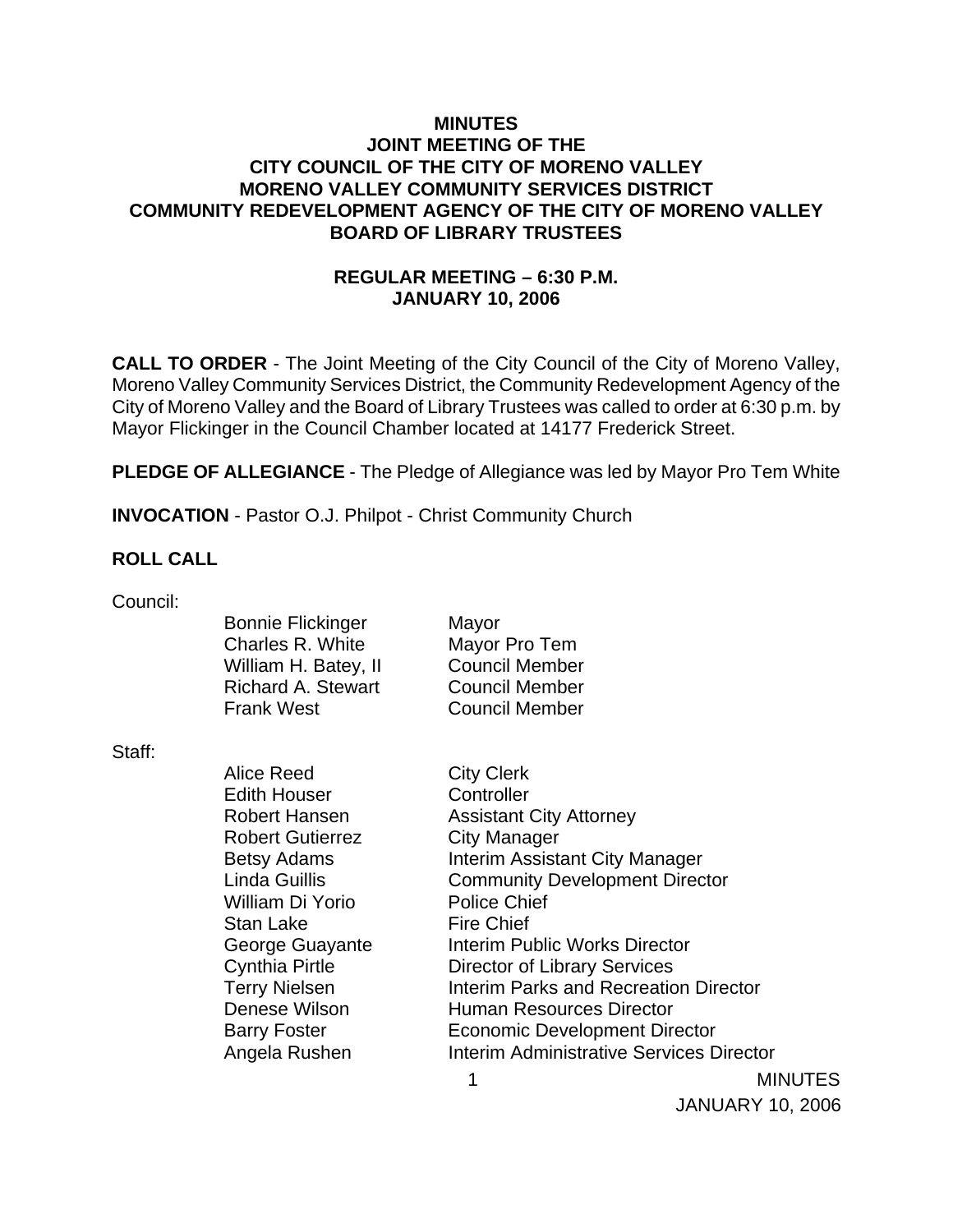**MINUTES**
**JOINT MEETING OF THE**
**CITY COUNCIL OF THE CITY OF MORENO VALLEY**
**MORENO VALLEY COMMUNITY SERVICES DISTRICT**
**COMMUNITY REDEVELOPMENT AGENCY OF THE CITY OF MORENO VALLEY**
**BOARD OF LIBRARY TRUSTEES**

**REGULAR MEETING – 6:30 P.M.**
**JANUARY 10, 2006**

**CALL TO ORDER** - The Joint Meeting of the City Council of the City of Moreno Valley, Moreno Valley Community Services District, the Community Redevelopment Agency of the City of Moreno Valley and the Board of Library Trustees was called to order at 6:30 p.m. by Mayor Flickinger in the Council Chamber located at 14177 Frederick Street.

**PLEDGE OF ALLEGIANCE** - The Pledge of Allegiance was led by Mayor Pro Tem White

**INVOCATION** - Pastor O.J. Philpot - Christ Community Church

**ROLL CALL**

Council:

| | |
|---|---|
| Bonnie Flickinger | Mayor |
| Charles R. White | Mayor Pro Tem |
| William H. Batey, II | Council Member |
| Richard A. Stewart | Council Member |
| Frank West | Council Member |

Staff:

| | |
|---|---|
| Alice Reed | City Clerk |
| Edith Houser | Controller |
| Robert Hansen | Assistant City Attorney |
| Robert Gutierrez | City Manager |
| Betsy Adams | Interim Assistant City Manager |
| Linda Guillis | Community Development Director |
| William Di Yorio | Police Chief |
| Stan Lake | Fire Chief |
| George Guayante | Interim Public Works Director |
| Cynthia Pirtle | Director of Library Services |
| Terry Nielsen | Interim Parks and Recreation Director |
| Denese Wilson | Human Resources Director |
| Barry Foster | Economic Development Director |
| Angela Rushen | Interim Administrative Services Director |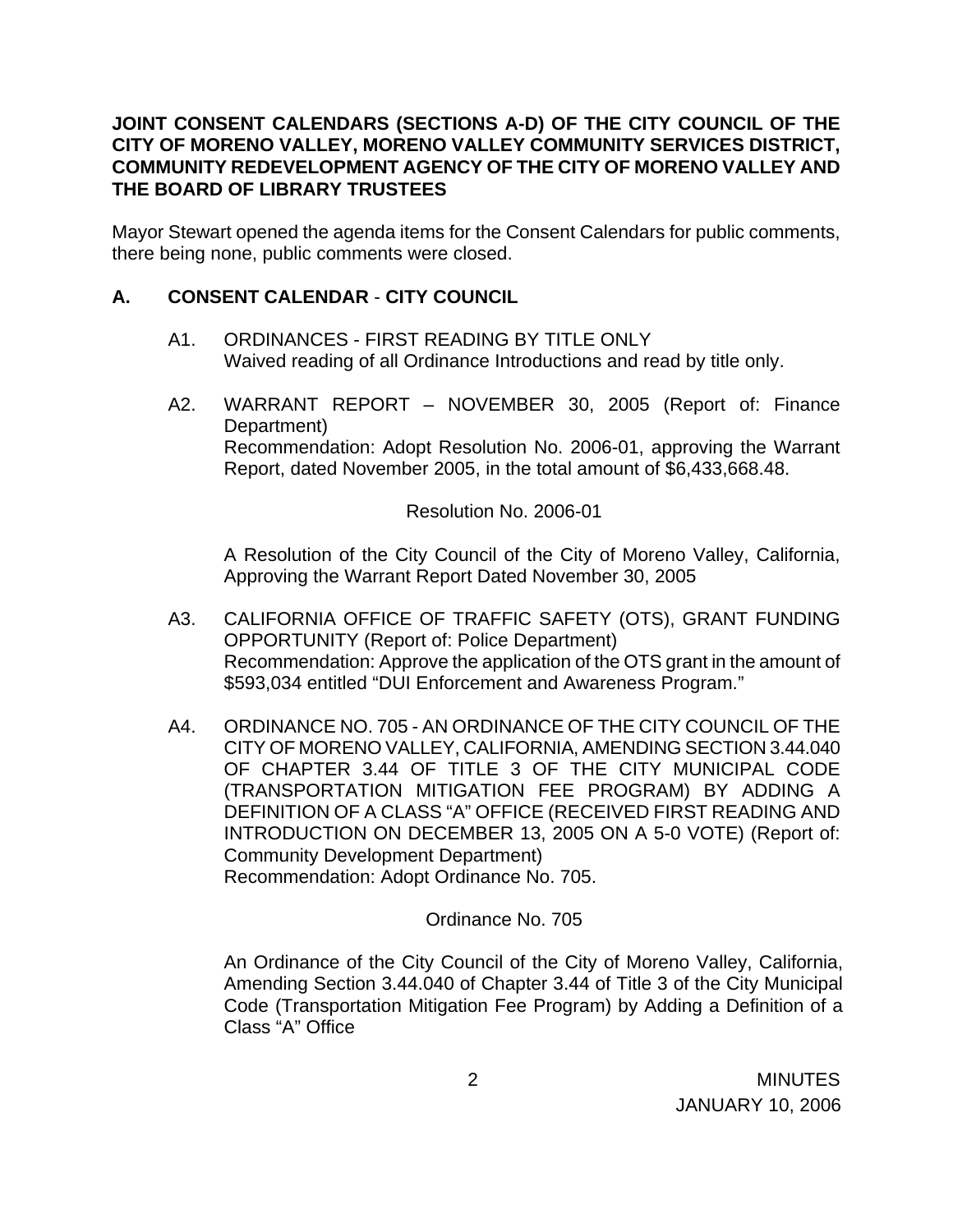**JOINT CONSENT CALENDARS (SECTIONS A-D) OF THE CITY COUNCIL OF THE CITY OF MORENO VALLEY, MORENO VALLEY COMMUNITY SERVICES DISTRICT, COMMUNITY REDEVELOPMENT AGENCY OF THE CITY OF MORENO VALLEY AND THE BOARD OF LIBRARY TRUSTEES**

Mayor Stewart opened the agenda items for the Consent Calendars for public comments, there being none, public comments were closed.

## A. CONSENT CALENDAR - CITY COUNCIL

A1. ORDINANCES - FIRST READING BY TITLE ONLY
Waived reading of all Ordinance Introductions and read by title only.

A2. WARRANT REPORT – NOVEMBER 30, 2005 (Report of: Finance Department)
Recommendation: Adopt Resolution No. 2006-01, approving the Warrant Report, dated November 2005, in the total amount of $6,433,668.48.

Resolution No. 2006-01

A Resolution of the City Council of the City of Moreno Valley, California, Approving the Warrant Report Dated November 30, 2005

A3. CALIFORNIA OFFICE OF TRAFFIC SAFETY (OTS), GRANT FUNDING OPPORTUNITY (Report of: Police Department)
Recommendation: Approve the application of the OTS grant in the amount of $593,034 entitled "DUI Enforcement and Awareness Program."

A4. ORDINANCE NO. 705 - AN ORDINANCE OF THE CITY COUNCIL OF THE CITY OF MORENO VALLEY, CALIFORNIA, AMENDING SECTION 3.44.040 OF CHAPTER 3.44 OF TITLE 3 OF THE CITY MUNICIPAL CODE (TRANSPORTATION MITIGATION FEE PROGRAM) BY ADDING A DEFINITION OF A CLASS "A" OFFICE (RECEIVED FIRST READING AND INTRODUCTION ON DECEMBER 13, 2005 ON A 5-0 VOTE) (Report of: Community Development Department)
Recommendation: Adopt Ordinance No. 705.

Ordinance No. 705

An Ordinance of the City Council of the City of Moreno Valley, California, Amending Section 3.44.040 of Chapter 3.44 of Title 3 of the City Municipal Code (Transportation Mitigation Fee Program) by Adding a Definition of a Class "A" Office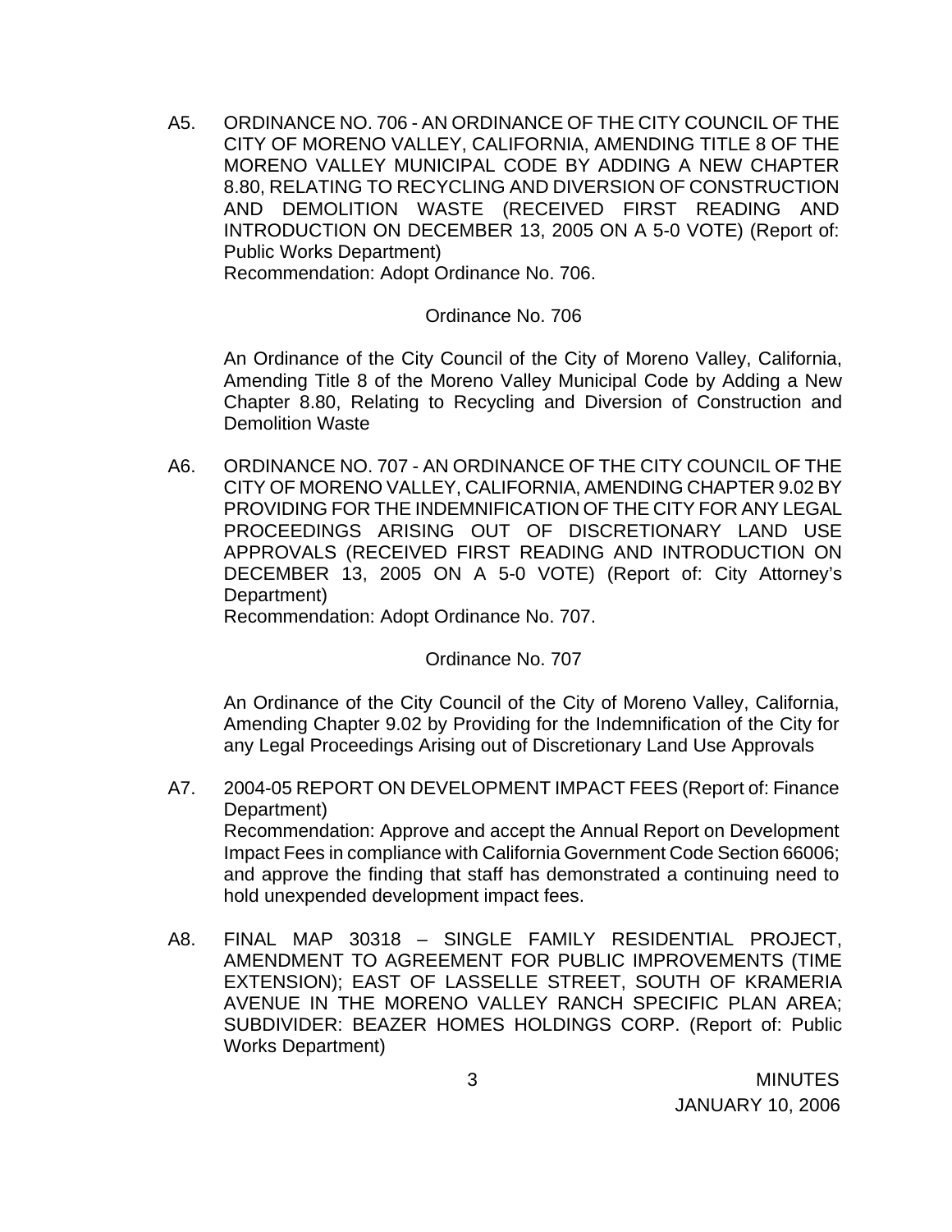A5. ORDINANCE NO. 706 - AN ORDINANCE OF THE CITY COUNCIL OF THE CITY OF MORENO VALLEY, CALIFORNIA, AMENDING TITLE 8 OF THE MORENO VALLEY MUNICIPAL CODE BY ADDING A NEW CHAPTER 8.80, RELATING TO RECYCLING AND DIVERSION OF CONSTRUCTION AND DEMOLITION WASTE (RECEIVED FIRST READING AND INTRODUCTION ON DECEMBER 13, 2005 ON A 5-0 VOTE) (Report of: Public Works Department)
Recommendation: Adopt Ordinance No. 706.

Ordinance No. 706

An Ordinance of the City Council of the City of Moreno Valley, California, Amending Title 8 of the Moreno Valley Municipal Code by Adding a New Chapter 8.80, Relating to Recycling and Diversion of Construction and Demolition Waste

A6. ORDINANCE NO. 707 - AN ORDINANCE OF THE CITY COUNCIL OF THE CITY OF MORENO VALLEY, CALIFORNIA, AMENDING CHAPTER 9.02 BY PROVIDING FOR THE INDEMNIFICATION OF THE CITY FOR ANY LEGAL PROCEEDINGS ARISING OUT OF DISCRETIONARY LAND USE APPROVALS (RECEIVED FIRST READING AND INTRODUCTION ON DECEMBER 13, 2005 ON A 5-0 VOTE) (Report of: City Attorney's Department)
Recommendation: Adopt Ordinance No. 707.

Ordinance No. 707

An Ordinance of the City Council of the City of Moreno Valley, California, Amending Chapter 9.02 by Providing for the Indemnification of the City for any Legal Proceedings Arising out of Discretionary Land Use Approvals

A7. 2004-05 REPORT ON DEVELOPMENT IMPACT FEES (Report of: Finance Department)
Recommendation: Approve and accept the Annual Report on Development Impact Fees in compliance with California Government Code Section 66006; and approve the finding that staff has demonstrated a continuing need to hold unexpended development impact fees.

A8. FINAL MAP 30318 – SINGLE FAMILY RESIDENTIAL PROJECT, AMENDMENT TO AGREEMENT FOR PUBLIC IMPROVEMENTS (TIME EXTENSION); EAST OF LASSELLE STREET, SOUTH OF KRAMERIA AVENUE IN THE MORENO VALLEY RANCH SPECIFIC PLAN AREA; SUBDIVIDER: BEAZER HOMES HOLDINGS CORP. (Report of: Public Works Department)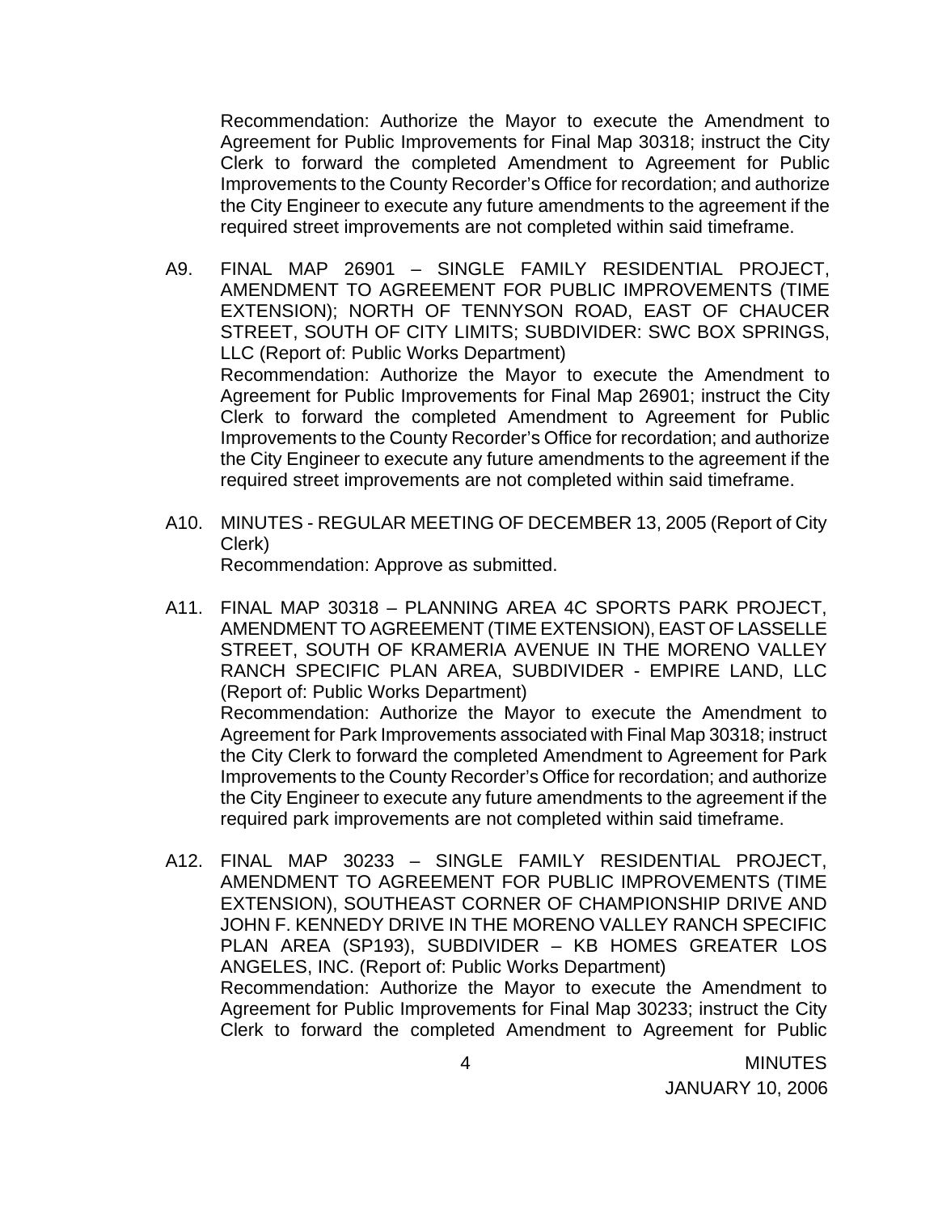Recommendation: Authorize the Mayor to execute the Amendment to Agreement for Public Improvements for Final Map 30318; instruct the City Clerk to forward the completed Amendment to Agreement for Public Improvements to the County Recorder's Office for recordation; and authorize the City Engineer to execute any future amendments to the agreement if the required street improvements are not completed within said timeframe.

A9. FINAL MAP 26901 – SINGLE FAMILY RESIDENTIAL PROJECT, AMENDMENT TO AGREEMENT FOR PUBLIC IMPROVEMENTS (TIME EXTENSION); NORTH OF TENNYSON ROAD, EAST OF CHAUCER STREET, SOUTH OF CITY LIMITS; SUBDIVIDER: SWC BOX SPRINGS, LLC (Report of: Public Works Department)
Recommendation: Authorize the Mayor to execute the Amendment to Agreement for Public Improvements for Final Map 26901; instruct the City Clerk to forward the completed Amendment to Agreement for Public Improvements to the County Recorder's Office for recordation; and authorize the City Engineer to execute any future amendments to the agreement if the required street improvements are not completed within said timeframe.

A10. MINUTES - REGULAR MEETING OF DECEMBER 13, 2005 (Report of City Clerk)
Recommendation: Approve as submitted.

A11. FINAL MAP 30318 – PLANNING AREA 4C SPORTS PARK PROJECT, AMENDMENT TO AGREEMENT (TIME EXTENSION), EAST OF LASSELLE STREET, SOUTH OF KRAMERIA AVENUE IN THE MORENO VALLEY RANCH SPECIFIC PLAN AREA, SUBDIVIDER - EMPIRE LAND, LLC (Report of: Public Works Department)
Recommendation: Authorize the Mayor to execute the Amendment to Agreement for Park Improvements associated with Final Map 30318; instruct the City Clerk to forward the completed Amendment to Agreement for Park Improvements to the County Recorder's Office for recordation; and authorize the City Engineer to execute any future amendments to the agreement if the required park improvements are not completed within said timeframe.

A12. FINAL MAP 30233 – SINGLE FAMILY RESIDENTIAL PROJECT, AMENDMENT TO AGREEMENT FOR PUBLIC IMPROVEMENTS (TIME EXTENSION), SOUTHEAST CORNER OF CHAMPIONSHIP DRIVE AND JOHN F. KENNEDY DRIVE IN THE MORENO VALLEY RANCH SPECIFIC PLAN AREA (SP193), SUBDIVIDER – KB HOMES GREATER LOS ANGELES, INC. (Report of: Public Works Department)
Recommendation: Authorize the Mayor to execute the Amendment to Agreement for Public Improvements for Final Map 30233; instruct the City Clerk to forward the completed Amendment to Agreement for Public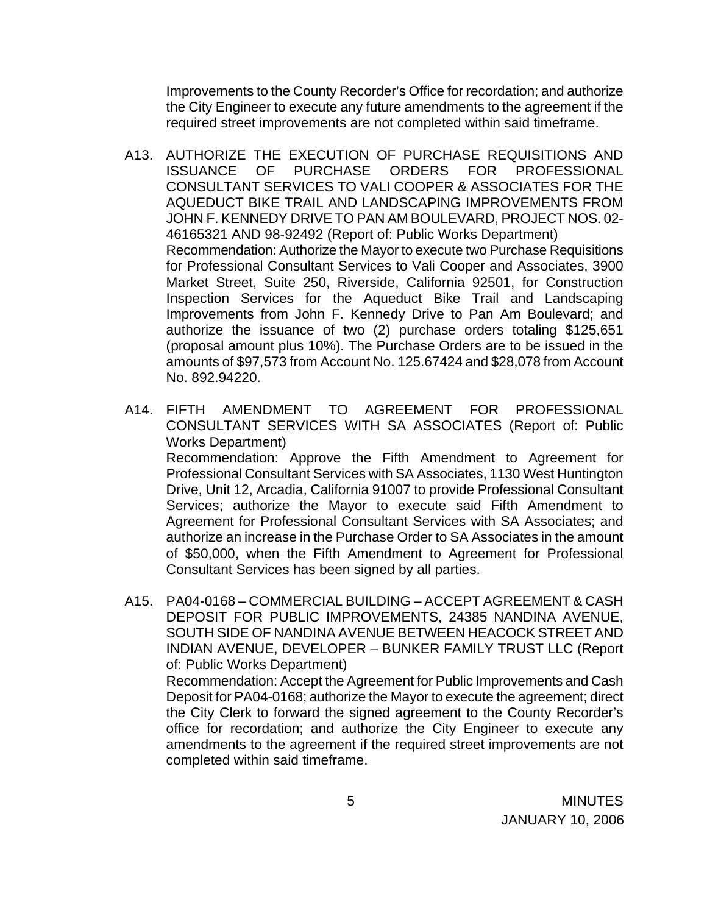Improvements to the County Recorder's Office for recordation; and authorize the City Engineer to execute any future amendments to the agreement if the required street improvements are not completed within said timeframe.

A13. AUTHORIZE THE EXECUTION OF PURCHASE REQUISITIONS AND ISSUANCE OF PURCHASE ORDERS FOR PROFESSIONAL CONSULTANT SERVICES TO VALI COOPER & ASSOCIATES FOR THE AQUEDUCT BIKE TRAIL AND LANDSCAPING IMPROVEMENTS FROM JOHN F. KENNEDY DRIVE TO PAN AM BOULEVARD, PROJECT NOS. 02-46165321 AND 98-92492 (Report of: Public Works Department)
Recommendation: Authorize the Mayor to execute two Purchase Requisitions for Professional Consultant Services to Vali Cooper and Associates, 3900 Market Street, Suite 250, Riverside, California 92501, for Construction Inspection Services for the Aqueduct Bike Trail and Landscaping Improvements from John F. Kennedy Drive to Pan Am Boulevard; and authorize the issuance of two (2) purchase orders totaling $125,651 (proposal amount plus 10%). The Purchase Orders are to be issued in the amounts of $97,573 from Account No. 125.67424 and $28,078 from Account No. 892.94220.

A14. FIFTH AMENDMENT TO AGREEMENT FOR PROFESSIONAL CONSULTANT SERVICES WITH SA ASSOCIATES (Report of: Public Works Department)
Recommendation: Approve the Fifth Amendment to Agreement for Professional Consultant Services with SA Associates, 1130 West Huntington Drive, Unit 12, Arcadia, California 91007 to provide Professional Consultant Services; authorize the Mayor to execute said Fifth Amendment to Agreement for Professional Consultant Services with SA Associates; and authorize an increase in the Purchase Order to SA Associates in the amount of $50,000, when the Fifth Amendment to Agreement for Professional Consultant Services has been signed by all parties.

A15. PA04-0168 – COMMERCIAL BUILDING – ACCEPT AGREEMENT & CASH DEPOSIT FOR PUBLIC IMPROVEMENTS, 24385 NANDINA AVENUE, SOUTH SIDE OF NANDINA AVENUE BETWEEN HEACOCK STREET AND INDIAN AVENUE, DEVELOPER – BUNKER FAMILY TRUST LLC (Report of: Public Works Department)
Recommendation: Accept the Agreement for Public Improvements and Cash Deposit for PA04-0168; authorize the Mayor to execute the agreement; direct the City Clerk to forward the signed agreement to the County Recorder's office for recordation; and authorize the City Engineer to execute any amendments to the agreement if the required street improvements are not completed within said timeframe.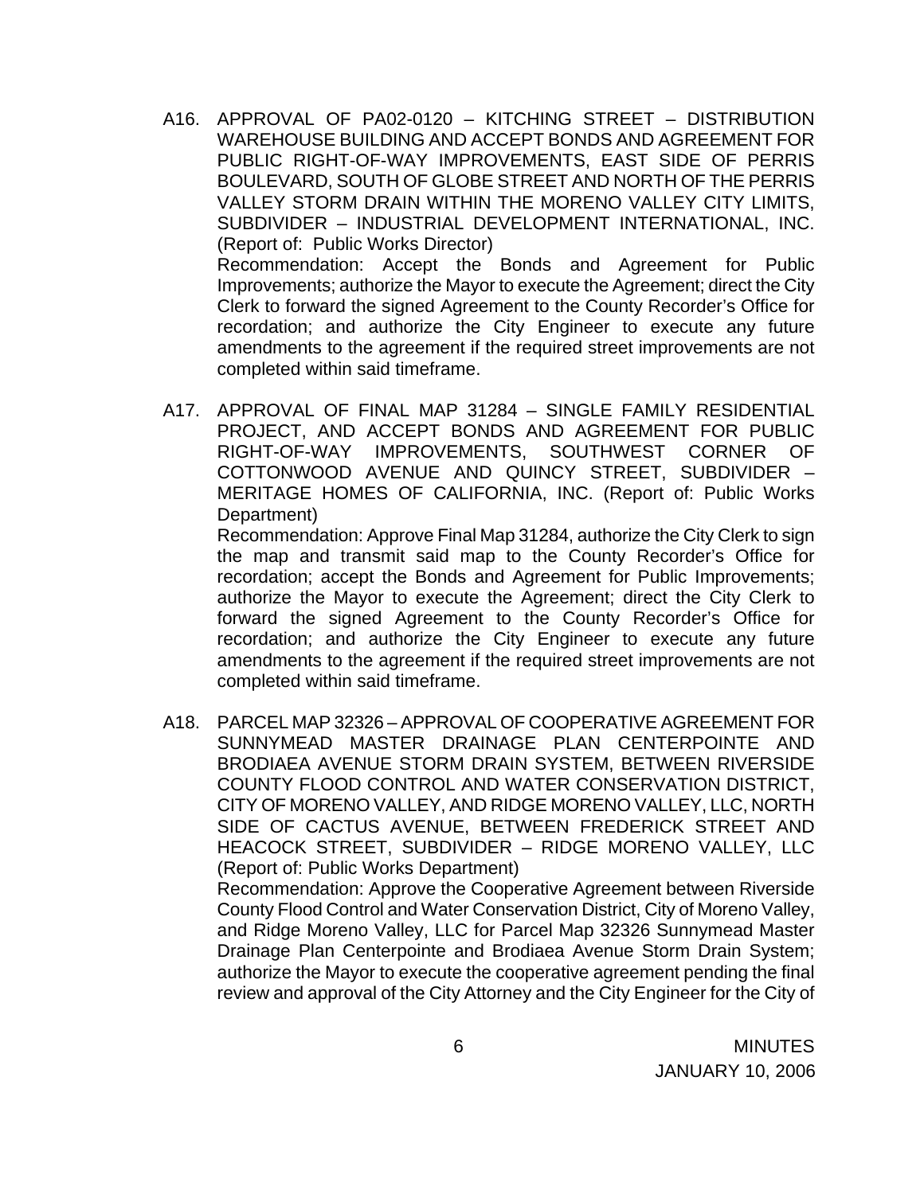A16. APPROVAL OF PA02-0120 – KITCHING STREET – DISTRIBUTION WAREHOUSE BUILDING AND ACCEPT BONDS AND AGREEMENT FOR PUBLIC RIGHT-OF-WAY IMPROVEMENTS, EAST SIDE OF PERRIS BOULEVARD, SOUTH OF GLOBE STREET AND NORTH OF THE PERRIS VALLEY STORM DRAIN WITHIN THE MORENO VALLEY CITY LIMITS, SUBDIVIDER – INDUSTRIAL DEVELOPMENT INTERNATIONAL, INC. (Report of: Public Works Director)

Recommendation: Accept the Bonds and Agreement for Public Improvements; authorize the Mayor to execute the Agreement; direct the City Clerk to forward the signed Agreement to the County Recorder's Office for recordation; and authorize the City Engineer to execute any future amendments to the agreement if the required street improvements are not completed within said timeframe.

A17. APPROVAL OF FINAL MAP 31284 – SINGLE FAMILY RESIDENTIAL PROJECT, AND ACCEPT BONDS AND AGREEMENT FOR PUBLIC RIGHT-OF-WAY IMPROVEMENTS, SOUTHWEST CORNER OF COTTONWOOD AVENUE AND QUINCY STREET, SUBDIVIDER – MERITAGE HOMES OF CALIFORNIA, INC. (Report of: Public Works Department)

Recommendation: Approve Final Map 31284, authorize the City Clerk to sign the map and transmit said map to the County Recorder's Office for recordation; accept the Bonds and Agreement for Public Improvements; authorize the Mayor to execute the Agreement; direct the City Clerk to forward the signed Agreement to the County Recorder's Office for recordation; and authorize the City Engineer to execute any future amendments to the agreement if the required street improvements are not completed within said timeframe.

A18. PARCEL MAP 32326 – APPROVAL OF COOPERATIVE AGREEMENT FOR SUNNYMEAD MASTER DRAINAGE PLAN CENTERPOINTE AND BRODIAEA AVENUE STORM DRAIN SYSTEM, BETWEEN RIVERSIDE COUNTY FLOOD CONTROL AND WATER CONSERVATION DISTRICT, CITY OF MORENO VALLEY, AND RIDGE MORENO VALLEY, LLC, NORTH SIDE OF CACTUS AVENUE, BETWEEN FREDERICK STREET AND HEACOCK STREET, SUBDIVIDER – RIDGE MORENO VALLEY, LLC (Report of: Public Works Department)

Recommendation: Approve the Cooperative Agreement between Riverside County Flood Control and Water Conservation District, City of Moreno Valley, and Ridge Moreno Valley, LLC for Parcel Map 32326 Sunnymead Master Drainage Plan Centerpointe and Brodiaea Avenue Storm Drain System; authorize the Mayor to execute the cooperative agreement pending the final review and approval of the City Attorney and the City Engineer for the City of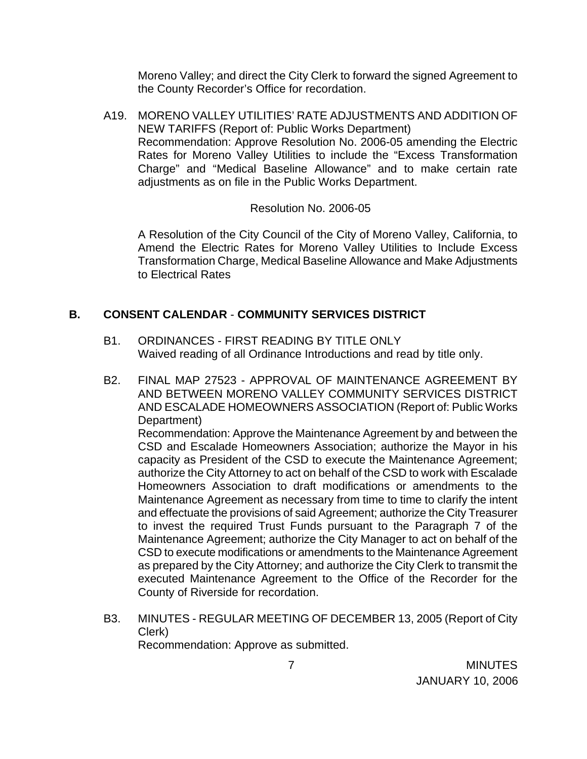Moreno Valley; and direct the City Clerk to forward the signed Agreement to the County Recorder's Office for recordation.

A19. MORENO VALLEY UTILITIES' RATE ADJUSTMENTS AND ADDITION OF NEW TARIFFS (Report of: Public Works Department)
Recommendation: Approve Resolution No. 2006-05 amending the Electric Rates for Moreno Valley Utilities to include the "Excess Transformation Charge" and "Medical Baseline Allowance" and to make certain rate adjustments as on file in the Public Works Department.

Resolution No. 2006-05

A Resolution of the City Council of the City of Moreno Valley, California, to Amend the Electric Rates for Moreno Valley Utilities to Include Excess Transformation Charge, Medical Baseline Allowance and Make Adjustments to Electrical Rates

## B. CONSENT CALENDAR - COMMUNITY SERVICES DISTRICT

B1. ORDINANCES - FIRST READING BY TITLE ONLY
Waived reading of all Ordinance Introductions and read by title only.

B2. FINAL MAP 27523 - APPROVAL OF MAINTENANCE AGREEMENT BY AND BETWEEN MORENO VALLEY COMMUNITY SERVICES DISTRICT AND ESCALADE HOMEOWNERS ASSOCIATION (Report of: Public Works Department)
Recommendation: Approve the Maintenance Agreement by and between the CSD and Escalade Homeowners Association; authorize the Mayor in his capacity as President of the CSD to execute the Maintenance Agreement; authorize the City Attorney to act on behalf of the CSD to work with Escalade Homeowners Association to draft modifications or amendments to the Maintenance Agreement as necessary from time to time to clarify the intent and effectuate the provisions of said Agreement; authorize the City Treasurer to invest the required Trust Funds pursuant to the Paragraph 7 of the Maintenance Agreement; authorize the City Manager to act on behalf of the CSD to execute modifications or amendments to the Maintenance Agreement as prepared by the City Attorney; and authorize the City Clerk to transmit the executed Maintenance Agreement to the Office of the Recorder for the County of Riverside for recordation.

B3. MINUTES - REGULAR MEETING OF DECEMBER 13, 2005 (Report of City Clerk)
Recommendation: Approve as submitted.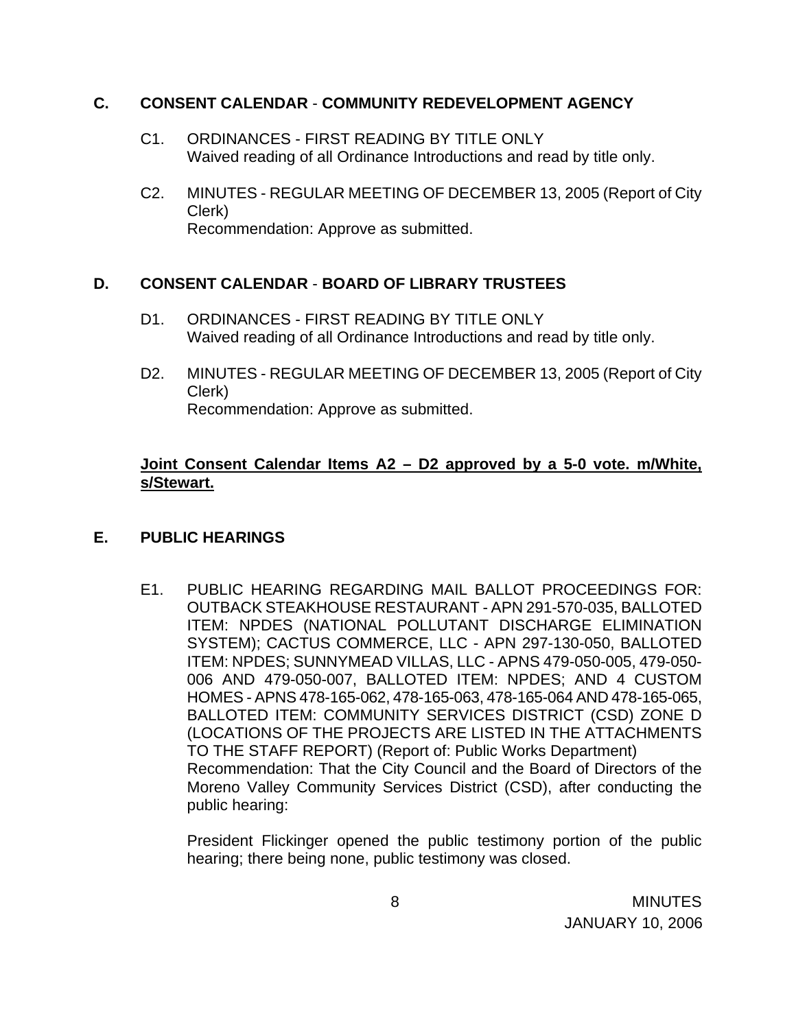## C. CONSENT CALENDAR - COMMUNITY REDEVELOPMENT AGENCY

C1. ORDINANCES - FIRST READING BY TITLE ONLY
Waived reading of all Ordinance Introductions and read by title only.

C2. MINUTES - REGULAR MEETING OF DECEMBER 13, 2005 (Report of City Clerk)
Recommendation: Approve as submitted.

## D. CONSENT CALENDAR - BOARD OF LIBRARY TRUSTEES

D1. ORDINANCES - FIRST READING BY TITLE ONLY
Waived reading of all Ordinance Introductions and read by title only.

D2. MINUTES - REGULAR MEETING OF DECEMBER 13, 2005 (Report of City Clerk)
Recommendation: Approve as submitted.

**Joint Consent Calendar Items A2 – D2 approved by a 5-0 vote. m/White, s/Stewart.**

## E. PUBLIC HEARINGS

E1. PUBLIC HEARING REGARDING MAIL BALLOT PROCEEDINGS FOR: OUTBACK STEAKHOUSE RESTAURANT - APN 291-570-035, BALLOTED ITEM: NPDES (NATIONAL POLLUTANT DISCHARGE ELIMINATION SYSTEM); CACTUS COMMERCE, LLC - APN 297-130-050, BALLOTED ITEM: NPDES; SUNNYMEAD VILLAS, LLC - APNS 479-050-005, 479-050-006 AND 479-050-007, BALLOTED ITEM: NPDES; AND 4 CUSTOM HOMES - APNS 478-165-062, 478-165-063, 478-165-064 AND 478-165-065, BALLOTED ITEM: COMMUNITY SERVICES DISTRICT (CSD) ZONE D (LOCATIONS OF THE PROJECTS ARE LISTED IN THE ATTACHMENTS TO THE STAFF REPORT) (Report of: Public Works Department)
Recommendation: That the City Council and the Board of Directors of the Moreno Valley Community Services District (CSD), after conducting the public hearing:

President Flickinger opened the public testimony portion of the public hearing; there being none, public testimony was closed.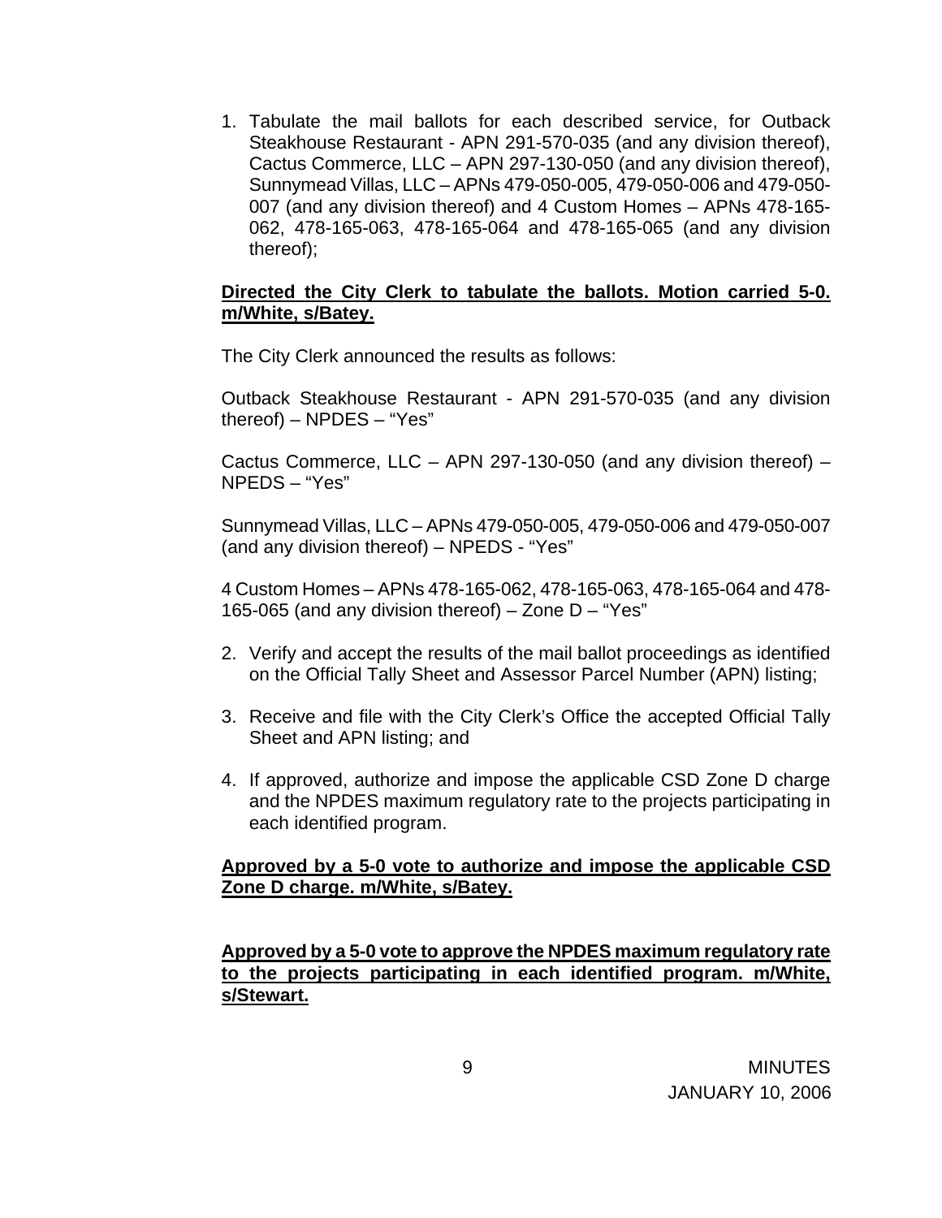1. Tabulate the mail ballots for each described service, for Outback Steakhouse Restaurant - APN 291-570-035 (and any division thereof), Cactus Commerce, LLC – APN 297-130-050 (and any division thereof), Sunnymead Villas, LLC – APNs 479-050-005, 479-050-006 and 479-050-007 (and any division thereof) and 4 Custom Homes – APNs 478-165-062, 478-165-063, 478-165-064 and 478-165-065 (and any division thereof);

**Directed the City Clerk to tabulate the ballots. Motion carried 5-0. m/White, s/Batey.**

The City Clerk announced the results as follows:

Outback Steakhouse Restaurant - APN 291-570-035 (and any division thereof) – NPDES – “Yes”

Cactus Commerce, LLC – APN 297-130-050 (and any division thereof) – NPEDS – “Yes”

Sunnymead Villas, LLC – APNs 479-050-005, 479-050-006 and 479-050-007 (and any division thereof) – NPEDS - “Yes”

4 Custom Homes – APNs 478-165-062, 478-165-063, 478-165-064 and 478-165-065 (and any division thereof) – Zone D – “Yes”

2. Verify and accept the results of the mail ballot proceedings as identified on the Official Tally Sheet and Assessor Parcel Number (APN) listing;

3. Receive and file with the City Clerk’s Office the accepted Official Tally Sheet and APN listing; and

4. If approved, authorize and impose the applicable CSD Zone D charge and the NPDES maximum regulatory rate to the projects participating in each identified program.

**Approved by a 5-0 vote to authorize and impose the applicable CSD Zone D charge. m/White, s/Batey.**

**Approved by a 5-0 vote to approve the NPDES maximum regulatory rate to the projects participating in each identified program. m/White, s/Stewart.**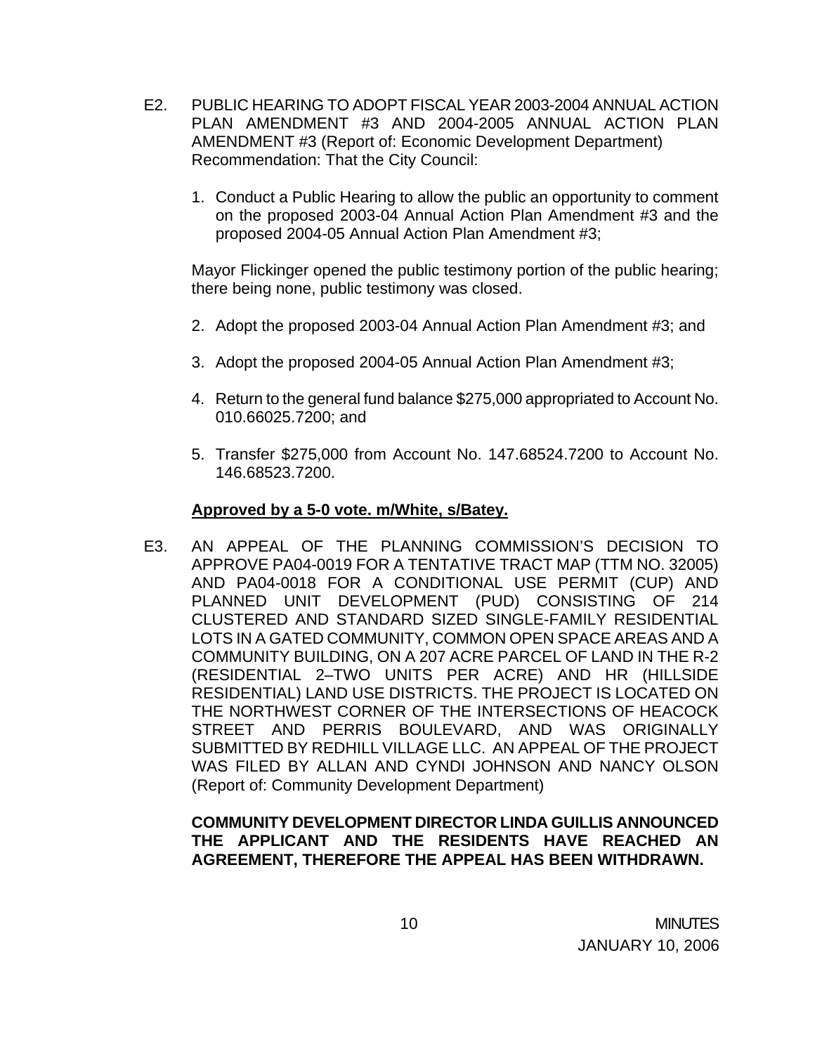E2. PUBLIC HEARING TO ADOPT FISCAL YEAR 2003-2004 ANNUAL ACTION PLAN AMENDMENT #3 AND 2004-2005 ANNUAL ACTION PLAN AMENDMENT #3 (Report of: Economic Development Department) Recommendation: That the City Council:

1. Conduct a Public Hearing to allow the public an opportunity to comment on the proposed 2003-04 Annual Action Plan Amendment #3 and the proposed 2004-05 Annual Action Plan Amendment #3;

   Mayor Flickinger opened the public testimony portion of the public hearing; there being none, public testimony was closed.

2. Adopt the proposed 2003-04 Annual Action Plan Amendment #3; and

3. Adopt the proposed 2004-05 Annual Action Plan Amendment #3;

4. Return to the general fund balance $275,000 appropriated to Account No. 010.66025.7200; and

5. Transfer $275,000 from Account No. 147.68524.7200 to Account No. 146.68523.7200.

**Approved by a 5-0 vote. m/White, s/Batey.**

E3. AN APPEAL OF THE PLANNING COMMISSION'S DECISION TO APPROVE PA04-0019 FOR A TENTATIVE TRACT MAP (TTM NO. 32005) AND PA04-0018 FOR A CONDITIONAL USE PERMIT (CUP) AND PLANNED UNIT DEVELOPMENT (PUD) CONSISTING OF 214 CLUSTERED AND STANDARD SIZED SINGLE-FAMILY RESIDENTIAL LOTS IN A GATED COMMUNITY, COMMON OPEN SPACE AREAS AND A COMMUNITY BUILDING, ON A 207 ACRE PARCEL OF LAND IN THE R-2 (RESIDENTIAL 2–TWO UNITS PER ACRE) AND HR (HILLSIDE RESIDENTIAL) LAND USE DISTRICTS. THE PROJECT IS LOCATED ON THE NORTHWEST CORNER OF THE INTERSECTIONS OF HEACOCK STREET AND PERRIS BOULEVARD, AND WAS ORIGINALLY SUBMITTED BY REDHILL VILLAGE LLC. AN APPEAL OF THE PROJECT WAS FILED BY ALLAN AND CYNDI JOHNSON AND NANCY OLSON (Report of: Community Development Department)

**COMMUNITY DEVELOPMENT DIRECTOR LINDA GUILLIS ANNOUNCED THE APPLICANT AND THE RESIDENTS HAVE REACHED AN AGREEMENT, THEREFORE THE APPEAL HAS BEEN WITHDRAWN.**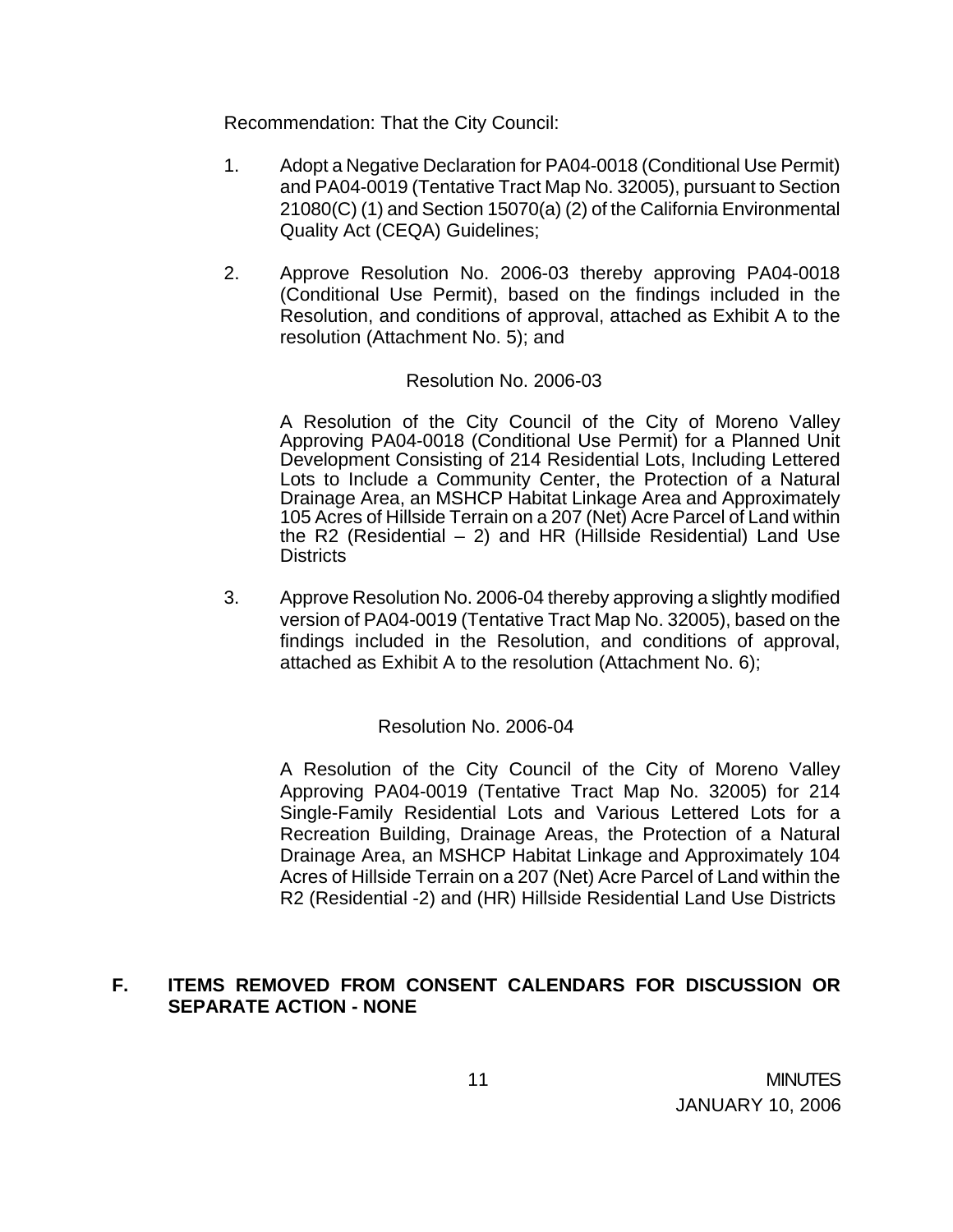Recommendation: That the City Council:

1. Adopt a Negative Declaration for PA04-0018 (Conditional Use Permit) and PA04-0019 (Tentative Tract Map No. 32005), pursuant to Section 21080(C) (1) and Section 15070(a) (2) of the California Environmental Quality Act (CEQA) Guidelines;

2. Approve Resolution No. 2006-03 thereby approving PA04-0018 (Conditional Use Permit), based on the findings included in the Resolution, and conditions of approval, attached as Exhibit A to the resolution (Attachment No. 5); and

   Resolution No. 2006-03

   A Resolution of the City Council of the City of Moreno Valley Approving PA04-0018 (Conditional Use Permit) for a Planned Unit Development Consisting of 214 Residential Lots, Including Lettered Lots to Include a Community Center, the Protection of a Natural Drainage Area, an MSHCP Habitat Linkage Area and Approximately 105 Acres of Hillside Terrain on a 207 (Net) Acre Parcel of Land within the R2 (Residential – 2) and HR (Hillside Residential) Land Use Districts

3. Approve Resolution No. 2006-04 thereby approving a slightly modified version of PA04-0019 (Tentative Tract Map No. 32005), based on the findings included in the Resolution, and conditions of approval, attached as Exhibit A to the resolution (Attachment No. 6);

   Resolution No. 2006-04

   A Resolution of the City Council of the City of Moreno Valley Approving PA04-0019 (Tentative Tract Map No. 32005) for 214 Single-Family Residential Lots and Various Lettered Lots for a Recreation Building, Drainage Areas, the Protection of a Natural Drainage Area, an MSHCP Habitat Linkage and Approximately 104 Acres of Hillside Terrain on a 207 (Net) Acre Parcel of Land within the R2 (Residential -2) and (HR) Hillside Residential Land Use Districts

## F. ITEMS REMOVED FROM CONSENT CALENDARS FOR DISCUSSION OR SEPARATE ACTION - NONE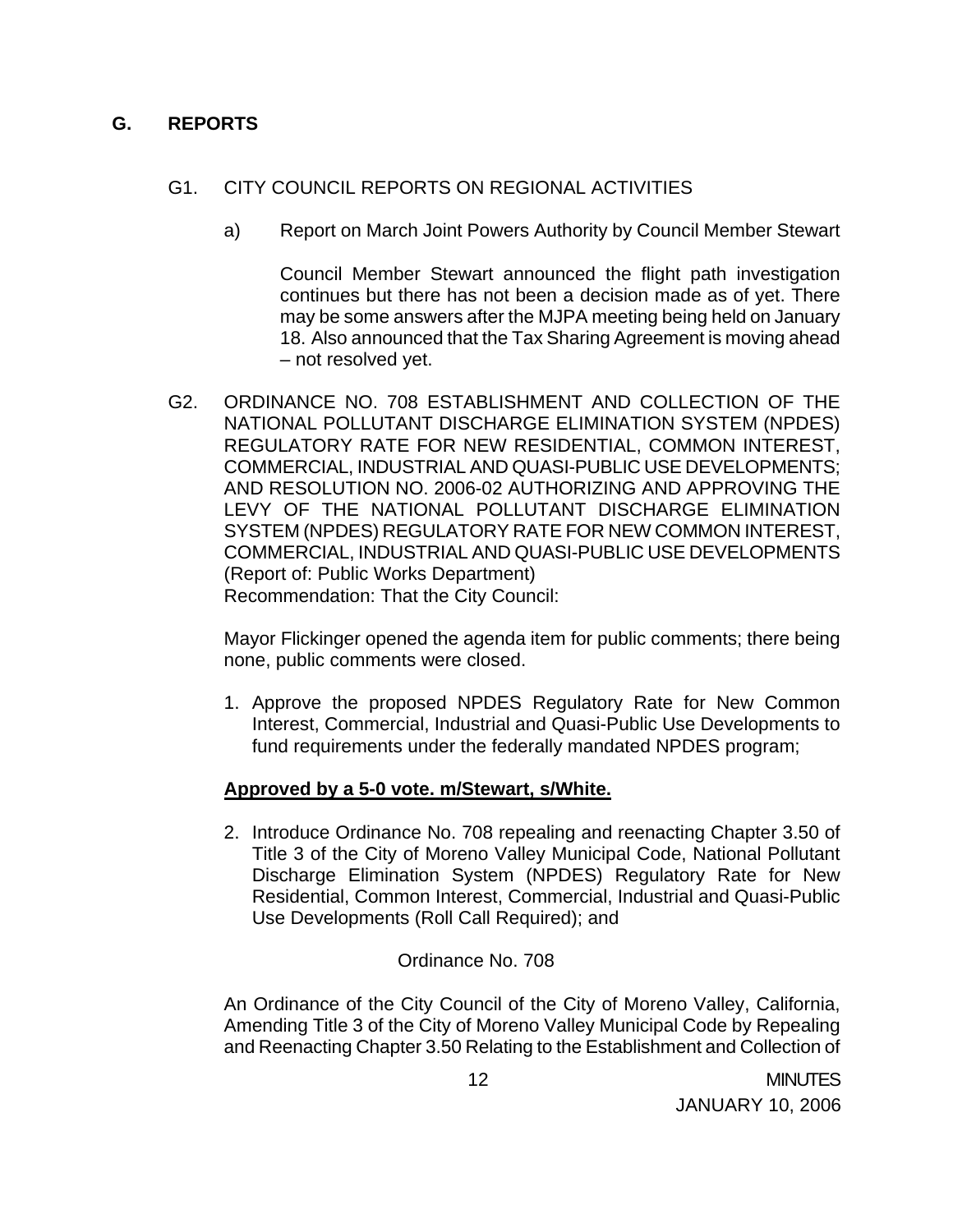## G. REPORTS

G1. CITY COUNCIL REPORTS ON REGIONAL ACTIVITIES

a) Report on March Joint Powers Authority by Council Member Stewart

Council Member Stewart announced the flight path investigation continues but there has not been a decision made as of yet. There may be some answers after the MJPA meeting being held on January 18. Also announced that the Tax Sharing Agreement is moving ahead – not resolved yet.

G2. ORDINANCE NO. 708 ESTABLISHMENT AND COLLECTION OF THE NATIONAL POLLUTANT DISCHARGE ELIMINATION SYSTEM (NPDES) REGULATORY RATE FOR NEW RESIDENTIAL, COMMON INTEREST, COMMERCIAL, INDUSTRIAL AND QUASI-PUBLIC USE DEVELOPMENTS; AND RESOLUTION NO. 2006-02 AUTHORIZING AND APPROVING THE LEVY OF THE NATIONAL POLLUTANT DISCHARGE ELIMINATION SYSTEM (NPDES) REGULATORY RATE FOR NEW COMMON INTEREST, COMMERCIAL, INDUSTRIAL AND QUASI-PUBLIC USE DEVELOPMENTS (Report of: Public Works Department)
Recommendation: That the City Council:

Mayor Flickinger opened the agenda item for public comments; there being none, public comments were closed.

1. Approve the proposed NPDES Regulatory Rate for New Common Interest, Commercial, Industrial and Quasi-Public Use Developments to fund requirements under the federally mandated NPDES program;

**Approved by a 5-0 vote. m/Stewart, s/White.**

2. Introduce Ordinance No. 708 repealing and reenacting Chapter 3.50 of Title 3 of the City of Moreno Valley Municipal Code, National Pollutant Discharge Elimination System (NPDES) Regulatory Rate for New Residential, Common Interest, Commercial, Industrial and Quasi-Public Use Developments (Roll Call Required); and

Ordinance No. 708

An Ordinance of the City Council of the City of Moreno Valley, California, Amending Title 3 of the City of Moreno Valley Municipal Code by Repealing and Reenacting Chapter 3.50 Relating to the Establishment and Collection of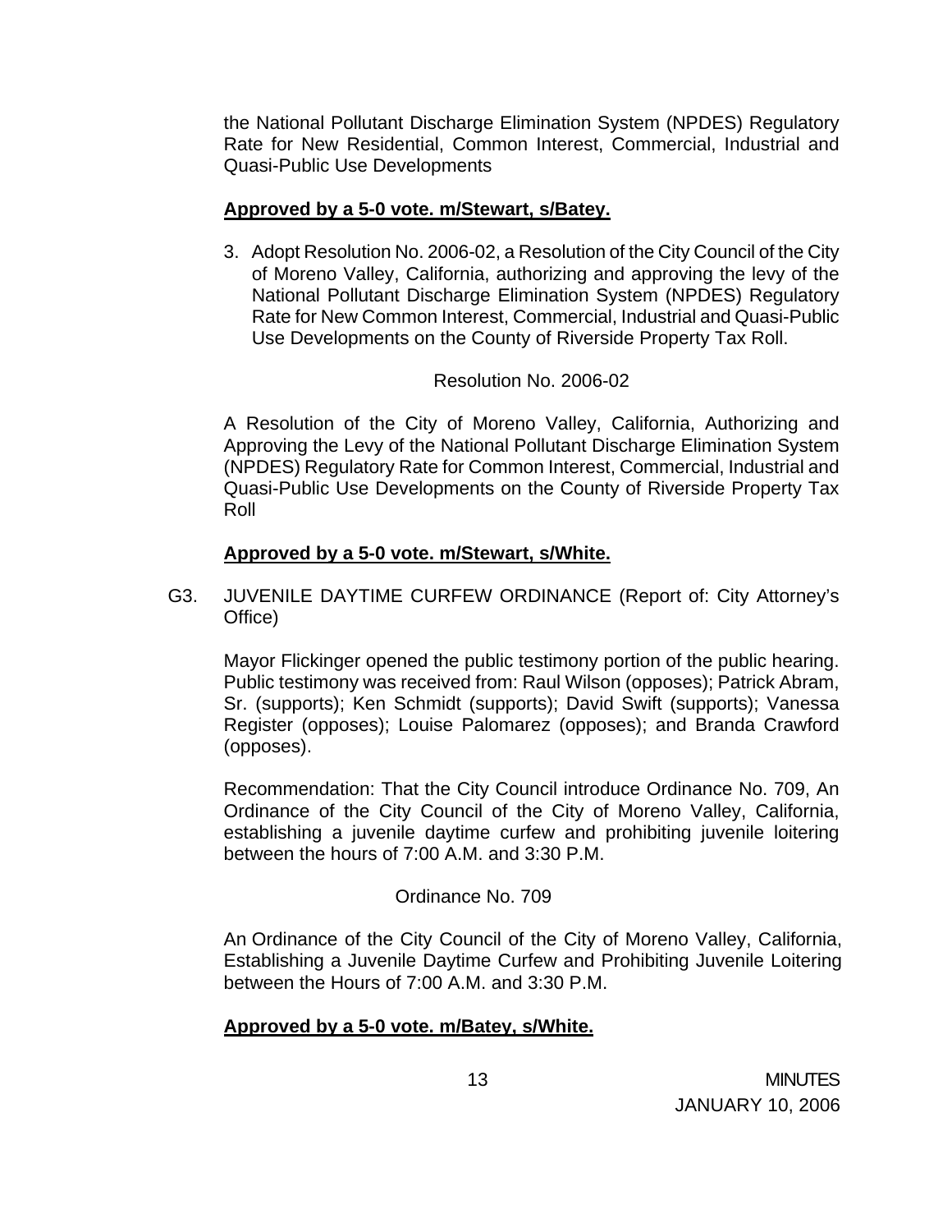the National Pollutant Discharge Elimination System (NPDES) Regulatory Rate for New Residential, Common Interest, Commercial, Industrial and Quasi-Public Use Developments

**Approved by a 5-0 vote. m/Stewart, s/Batey.**

3. Adopt Resolution No. 2006-02, a Resolution of the City Council of the City of Moreno Valley, California, authorizing and approving the levy of the National Pollutant Discharge Elimination System (NPDES) Regulatory Rate for New Common Interest, Commercial, Industrial and Quasi-Public Use Developments on the County of Riverside Property Tax Roll.

Resolution No. 2006-02

A Resolution of the City of Moreno Valley, California, Authorizing and Approving the Levy of the National Pollutant Discharge Elimination System (NPDES) Regulatory Rate for Common Interest, Commercial, Industrial and Quasi-Public Use Developments on the County of Riverside Property Tax Roll

**Approved by a 5-0 vote. m/Stewart, s/White.**

G3. JUVENILE DAYTIME CURFEW ORDINANCE (Report of: City Attorney's Office)

Mayor Flickinger opened the public testimony portion of the public hearing. Public testimony was received from: Raul Wilson (opposes); Patrick Abram, Sr. (supports); Ken Schmidt (supports); David Swift (supports); Vanessa Register (opposes); Louise Palomarez (opposes); and Branda Crawford (opposes).

Recommendation: That the City Council introduce Ordinance No. 709, An Ordinance of the City Council of the City of Moreno Valley, California, establishing a juvenile daytime curfew and prohibiting juvenile loitering between the hours of 7:00 A.M. and 3:30 P.M.

Ordinance No. 709

An Ordinance of the City Council of the City of Moreno Valley, California, Establishing a Juvenile Daytime Curfew and Prohibiting Juvenile Loitering between the Hours of 7:00 A.M. and 3:30 P.M.

**Approved by a 5-0 vote. m/Batey, s/White.**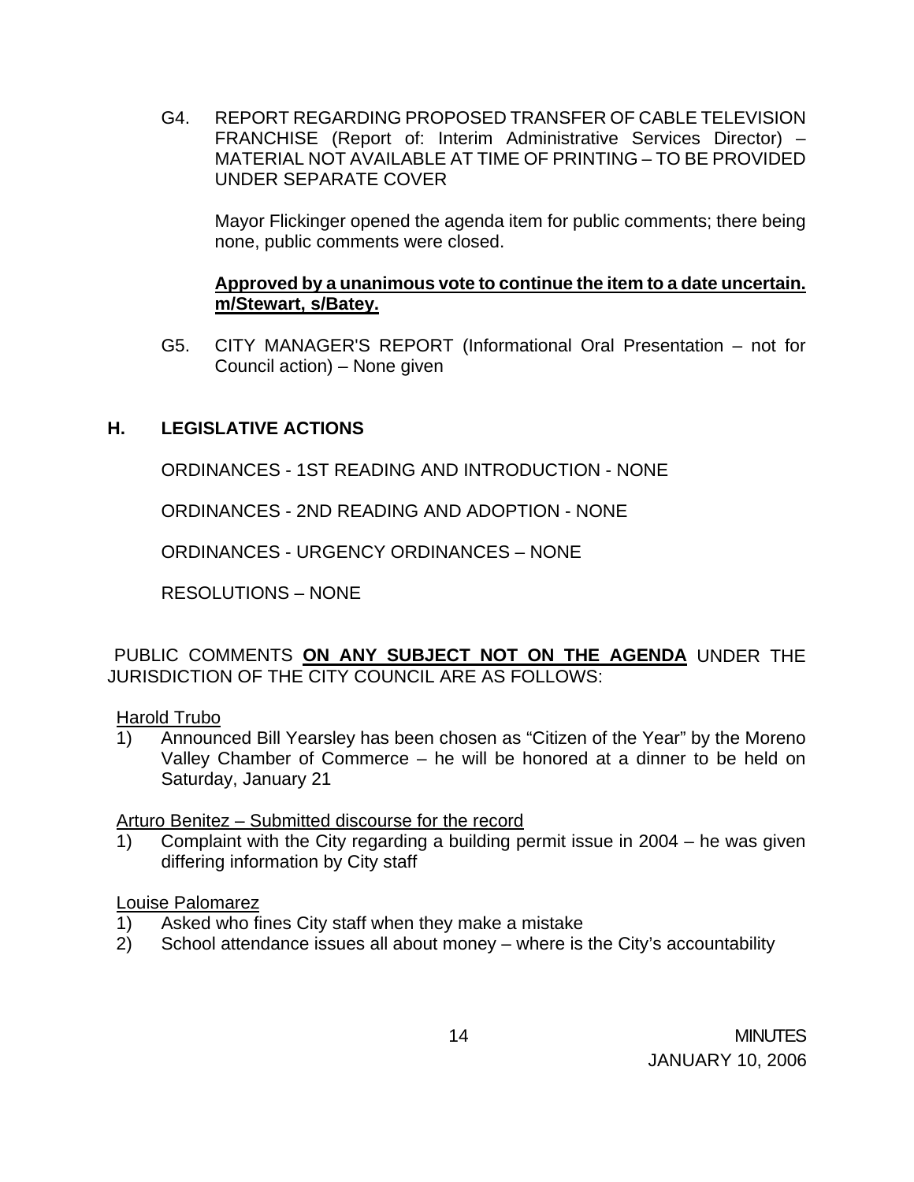G4. REPORT REGARDING PROPOSED TRANSFER OF CABLE TELEVISION FRANCHISE (Report of: Interim Administrative Services Director) – MATERIAL NOT AVAILABLE AT TIME OF PRINTING – TO BE PROVIDED UNDER SEPARATE COVER

Mayor Flickinger opened the agenda item for public comments; there being none, public comments were closed.

**Approved by a unanimous vote to continue the item to a date uncertain. m/Stewart, s/Batey.**

G5. CITY MANAGER'S REPORT (Informational Oral Presentation – not for Council action) – None given

## H. LEGISLATIVE ACTIONS

ORDINANCES - 1ST READING AND INTRODUCTION - NONE

ORDINANCES - 2ND READING AND ADOPTION - NONE

ORDINANCES - URGENCY ORDINANCES – NONE

RESOLUTIONS – NONE

PUBLIC COMMENTS **ON ANY SUBJECT NOT ON THE AGENDA** UNDER THE JURISDICTION OF THE CITY COUNCIL ARE AS FOLLOWS:

Harold Trubo

1) Announced Bill Yearsley has been chosen as "Citizen of the Year" by the Moreno Valley Chamber of Commerce – he will be honored at a dinner to be held on Saturday, January 21

Arturo Benitez – Submitted discourse for the record

1) Complaint with the City regarding a building permit issue in 2004 – he was given differing information by City staff

Louise Palomarez

1) Asked who fines City staff when they make a mistake
2) School attendance issues all about money – where is the City's accountability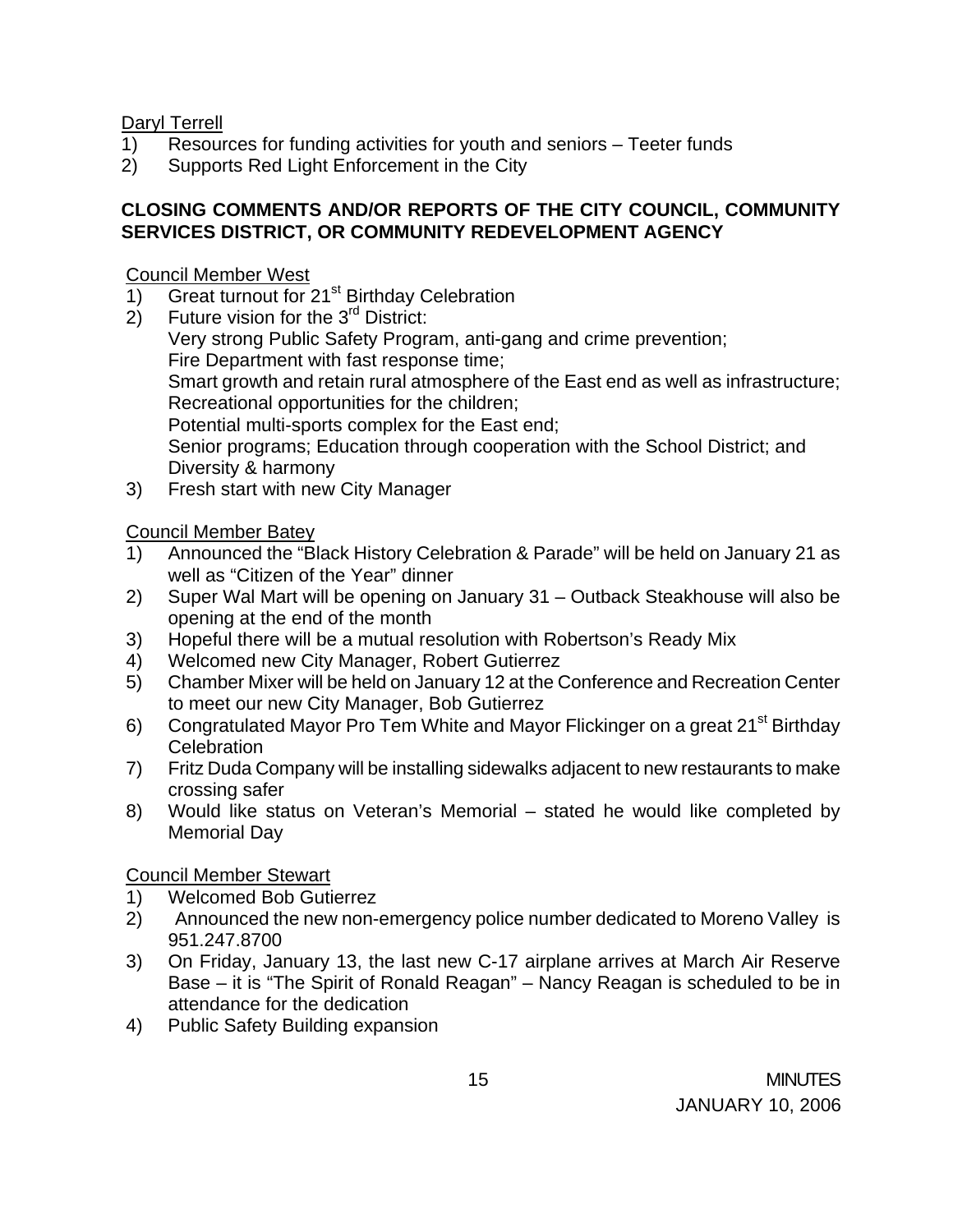Daryl Terrell

1) Resources for funding activities for youth and seniors – Teeter funds
2) Supports Red Light Enforcement in the City

**CLOSING COMMENTS AND/OR REPORTS OF THE CITY COUNCIL, COMMUNITY SERVICES DISTRICT, OR COMMUNITY REDEVELOPMENT AGENCY**

Council Member West

1) Great turnout for 21st Birthday Celebration
2) Future vision for the 3rd District:
   Very strong Public Safety Program, anti-gang and crime prevention;
   Fire Department with fast response time;
   Smart growth and retain rural atmosphere of the East end as well as infrastructure;
   Recreational opportunities for the children;
   Potential multi-sports complex for the East end;
   Senior programs; Education through cooperation with the School District; and
   Diversity & harmony
3) Fresh start with new City Manager

Council Member Batey

1) Announced the "Black History Celebration & Parade" will be held on January 21 as well as "Citizen of the Year" dinner
2) Super Wal Mart will be opening on January 31 – Outback Steakhouse will also be opening at the end of the month
3) Hopeful there will be a mutual resolution with Robertson's Ready Mix
4) Welcomed new City Manager, Robert Gutierrez
5) Chamber Mixer will be held on January 12 at the Conference and Recreation Center to meet our new City Manager, Bob Gutierrez
6) Congratulated Mayor Pro Tem White and Mayor Flickinger on a great 21st Birthday Celebration
7) Fritz Duda Company will be installing sidewalks adjacent to new restaurants to make crossing safer
8) Would like status on Veteran's Memorial – stated he would like completed by Memorial Day

Council Member Stewart

1) Welcomed Bob Gutierrez
2) Announced the new non-emergency police number dedicated to Moreno Valley is 951.247.8700
3) On Friday, January 13, the last new C-17 airplane arrives at March Air Reserve Base – it is "The Spirit of Ronald Reagan" – Nancy Reagan is scheduled to be in attendance for the dedication
4) Public Safety Building expansion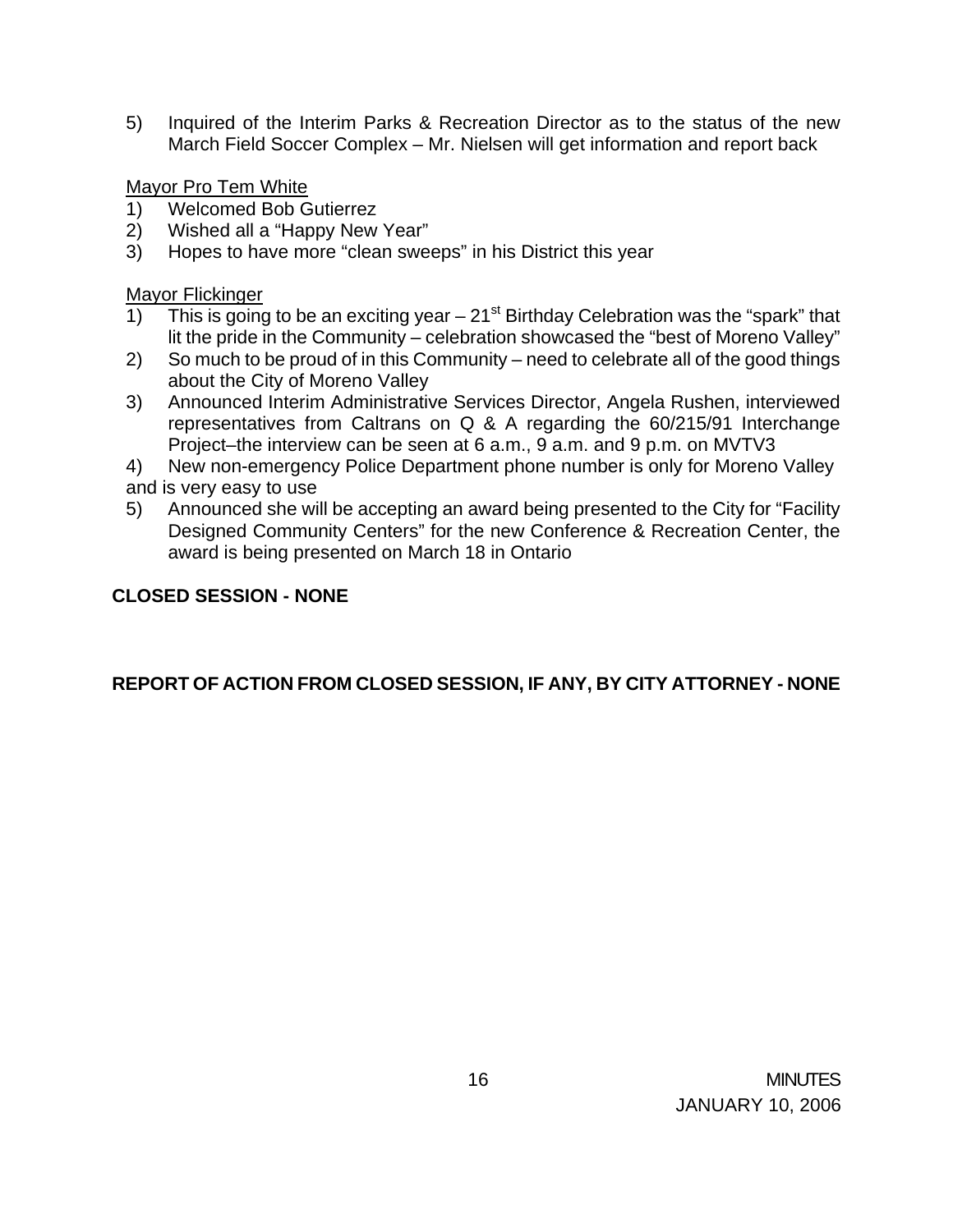5) Inquired of the Interim Parks & Recreation Director as to the status of the new March Field Soccer Complex – Mr. Nielsen will get information and report back

<u>Mayor Pro Tem White</u>

1) Welcomed Bob Gutierrez
2) Wished all a "Happy New Year"
3) Hopes to have more "clean sweeps" in his District this year

<u>Mayor Flickinger</u>

1) This is going to be an exciting year – 21st Birthday Celebration was the "spark" that lit the pride in the Community – celebration showcased the "best of Moreno Valley"
2) So much to be proud of in this Community – need to celebrate all of the good things about the City of Moreno Valley
3) Announced Interim Administrative Services Director, Angela Rushen, interviewed representatives from Caltrans on Q & A regarding the 60/215/91 Interchange Project–the interview can be seen at 6 a.m., 9 a.m. and 9 p.m. on MVTV3
4) New non-emergency Police Department phone number is only for Moreno Valley and is very easy to use
5) Announced she will be accepting an award being presented to the City for "Facility Designed Community Centers" for the new Conference & Recreation Center, the award is being presented on March 18 in Ontario

**CLOSED SESSION - NONE**

**REPORT OF ACTION FROM CLOSED SESSION, IF ANY, BY CITY ATTORNEY - NONE**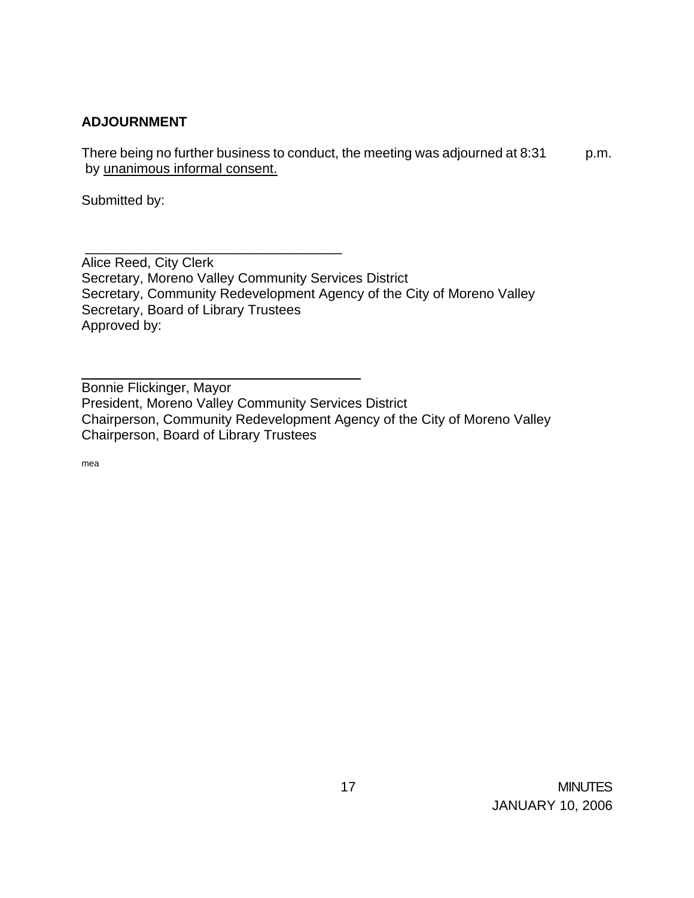**ADJOURNMENT**

There being no further business to conduct, the meeting was adjourned at 8:31 p.m. by unanimous informal consent.

Submitted by:

\_\_\_\_\_\_\_\_\_\_\_\_\_\_\_\_\_\_\_\_\_\_\_\_\_\_\_\_\_\_\_\_\_\_\_

Alice Reed, City Clerk
Secretary, Moreno Valley Community Services District
Secretary, Community Redevelopment Agency of the City of Moreno Valley
Secretary, Board of Library Trustees
Approved by:

\_\_\_\_\_\_\_\_\_\_\_\_\_\_\_\_\_\_\_\_\_\_\_\_\_\_\_\_\_\_\_\_\_\_\_

Bonnie Flickinger, Mayor
President, Moreno Valley Community Services District
Chairperson, Community Redevelopment Agency of the City of Moreno Valley
Chairperson, Board of Library Trustees

mea